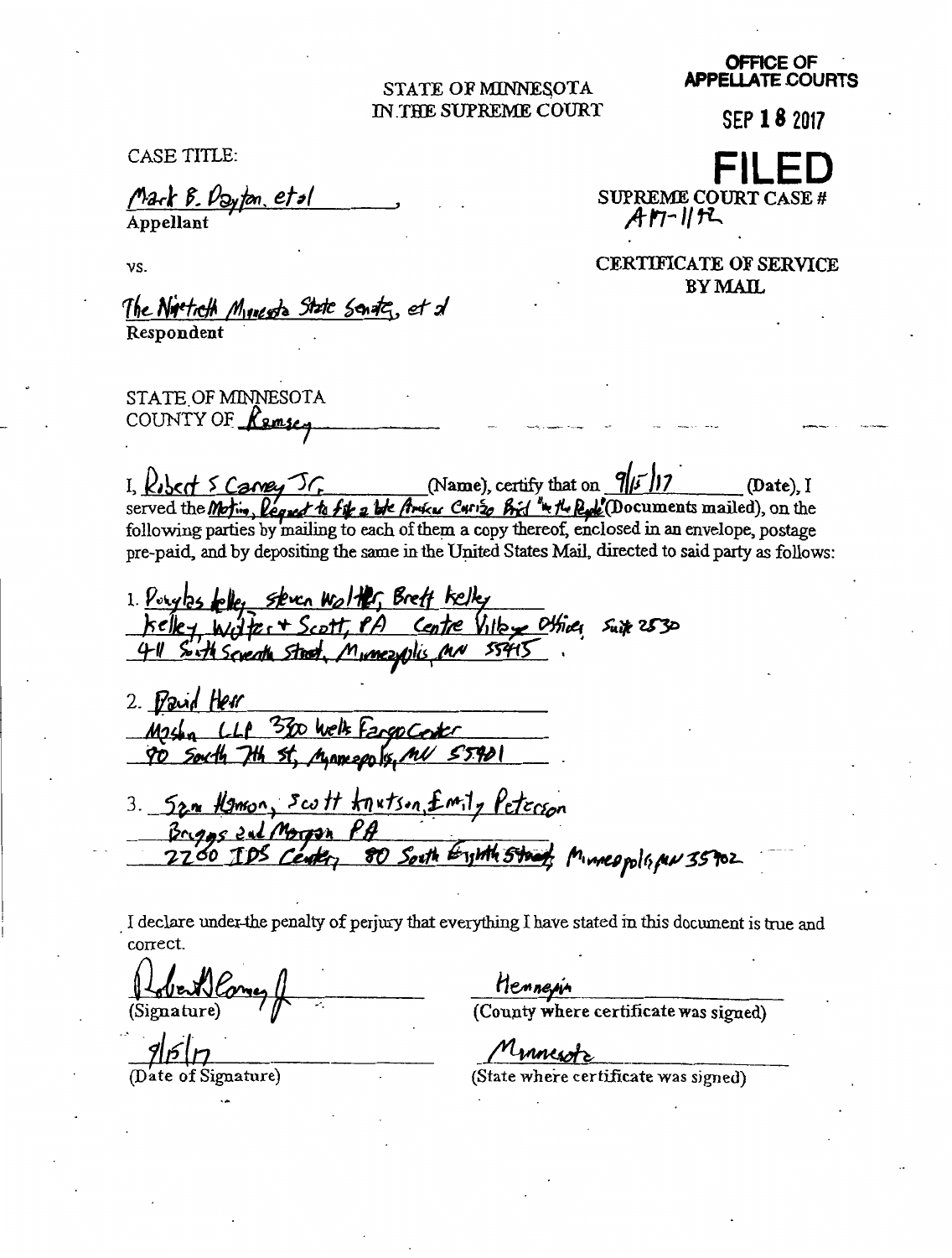STATE OF MINNESOTA
IN THE SUPREME COURT

OFFICE OF
APPELLATE COURTS

SEP 18 2017

**FILED**

CASE TITLE:

Mark B. Dayton, et al
Appellant

SUPREME COURT CASE #
A17-1142

vs.

CERTIFICATE OF SERVICE
BY MAIL

The Ninetieth Minnesota State Senate, et al
Respondent

STATE OF MINNESOTA
COUNTY OF Ramsey

I, Robert S Carney Jr (Name), certify that on 9/15/17 (Date), I served the Motion, Request to file a late Amicus Curiae Brief "in the People" (Documents mailed), on the following parties by mailing to each of them a copy thereof, enclosed in an envelope, postage pre-paid, and by depositing the same in the United States Mail, directed to said party as follows:

1. Douglas Kelley, Steven Wolter, Brett Kelley
Kelley, Wolter + Scott, PA Centre Village Offices Suite 2530
431 South Seventh Street, Minneapolis, MN 55415

2. David Herr
Maslon LLP 3300 Wells Fargo Center
90 South 7th St, Minneapolis, MN 55401

3. Sam Hanson, Scott Knutson, Emily Peterson
Briggs and Morgan PA
2200 IDS Center, 80 South Eighth Street, Minneapolis, MN 55402

I declare under the penalty of perjury that everything I have stated in this document is true and correct.

Robert S Carney Jr
(Signature)

Hennepin
(County where certificate was signed)

9/15/17
(Date of Signature)

Minnesota
(State where certificate was signed)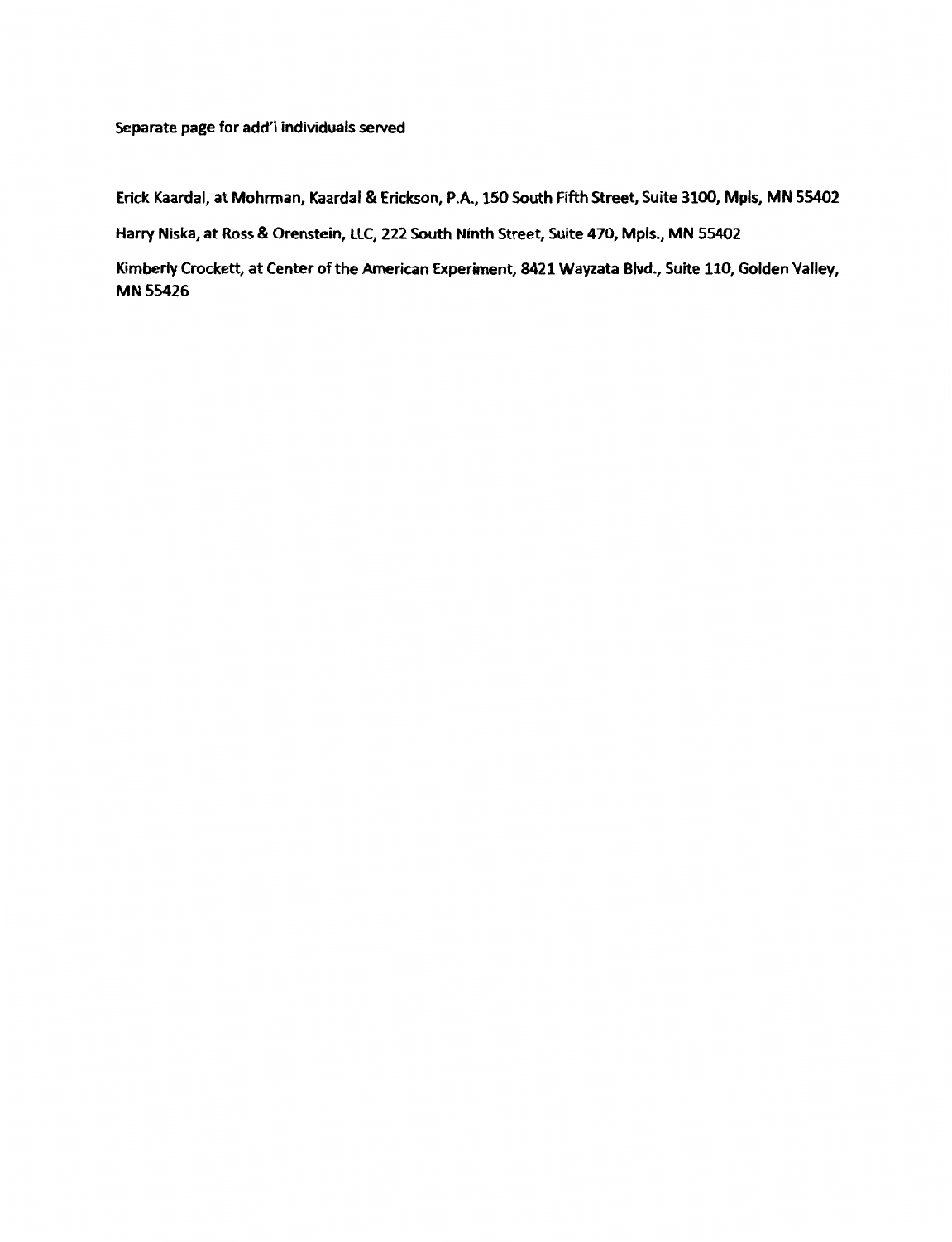**Separate page for add'l individuals served**

**Erick Kaardal, at Mohrman, Kaardal & Erickson, P.A., 150 South Fifth Street, Suite 3100, Mpls, MN 55402**

**Harry Niska, at Ross & Orenstein, LLC, 222 South Ninth Street, Suite 470, Mpls., MN 55402**

**Kimberly Crockett, at Center of the American Experiment, 8421 Wayzata Blvd., Suite 110, Golden Valley, MN 55426**